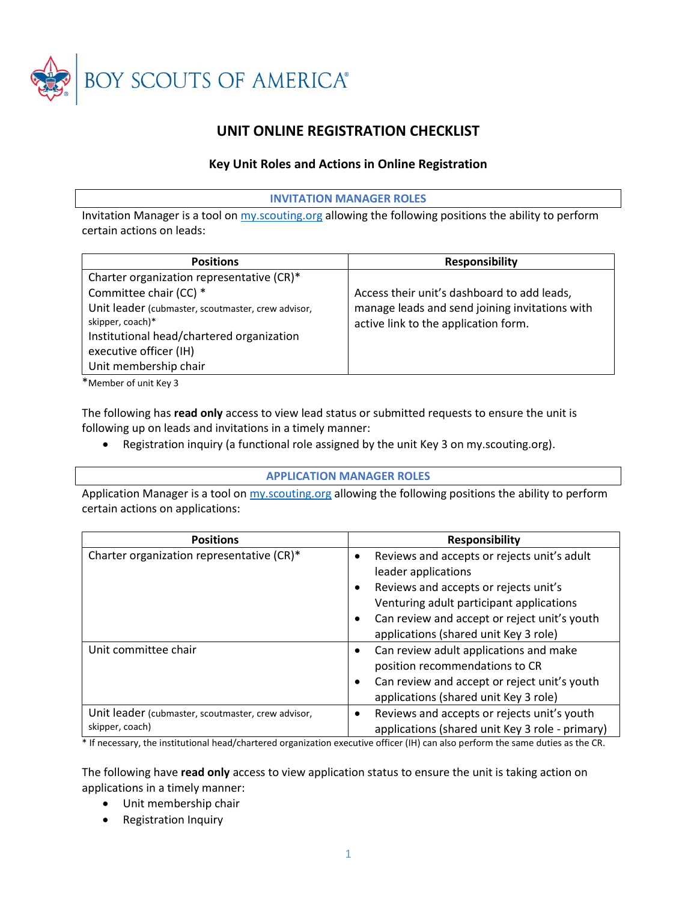BOY SCOUTS OF AMERICA®

# UNIT ONLINE REGISTRATION CHECKLIST

## Key Unit Roles and Actions in Online Registration

### INVITATION MANAGER ROLES

Invitation Manager is a tool on [my.scouting.org](my.scouting.org) allowing the following positions the ability to perform certain actions on leads:

| Positions | Responsibility |
|---|---|
| Charter organization representative (CR)*<br>Committee chair (CC) *<br>Unit leader (cubmaster, scoutmaster, crew advisor, skipper, coach)*<br>Institutional head/chartered organization executive officer (IH)<br>Unit membership chair | Access their unit's dashboard to add leads, manage leads and send joining invitations with active link to the application form. |

*Member of unit Key 3

The following has **read only** access to view lead status or submitted requests to ensure the unit is following up on leads and invitations in a timely manner:

- Registration inquiry (a functional role assigned by the unit Key 3 on my.scouting.org).

### APPLICATION MANAGER ROLES

Application Manager is a tool on [my.scouting.org](my.scouting.org) allowing the following positions the ability to perform certain actions on applications:

| Positions | Responsibility |
|---|---|
| Charter organization representative (CR)* | • Reviews and accepts or rejects unit's adult leader applications<br>• Reviews and accepts or rejects unit's Venturing adult participant applications<br>• Can review and accept or reject unit's youth applications (shared unit Key 3 role) |
| Unit committee chair | • Can review adult applications and make position recommendations to CR<br>• Can review and accept or reject unit's youth applications (shared unit Key 3 role) |
| Unit leader (cubmaster, scoutmaster, crew advisor, skipper, coach) | • Reviews and accepts or rejects unit's youth applications (shared unit Key 3 role - primary) |

* If necessary, the institutional head/chartered organization executive officer (IH) can also perform the same duties as the CR.

The following have **read only** access to view application status to ensure the unit is taking action on applications in a timely manner:

- Unit membership chair
- Registration Inquiry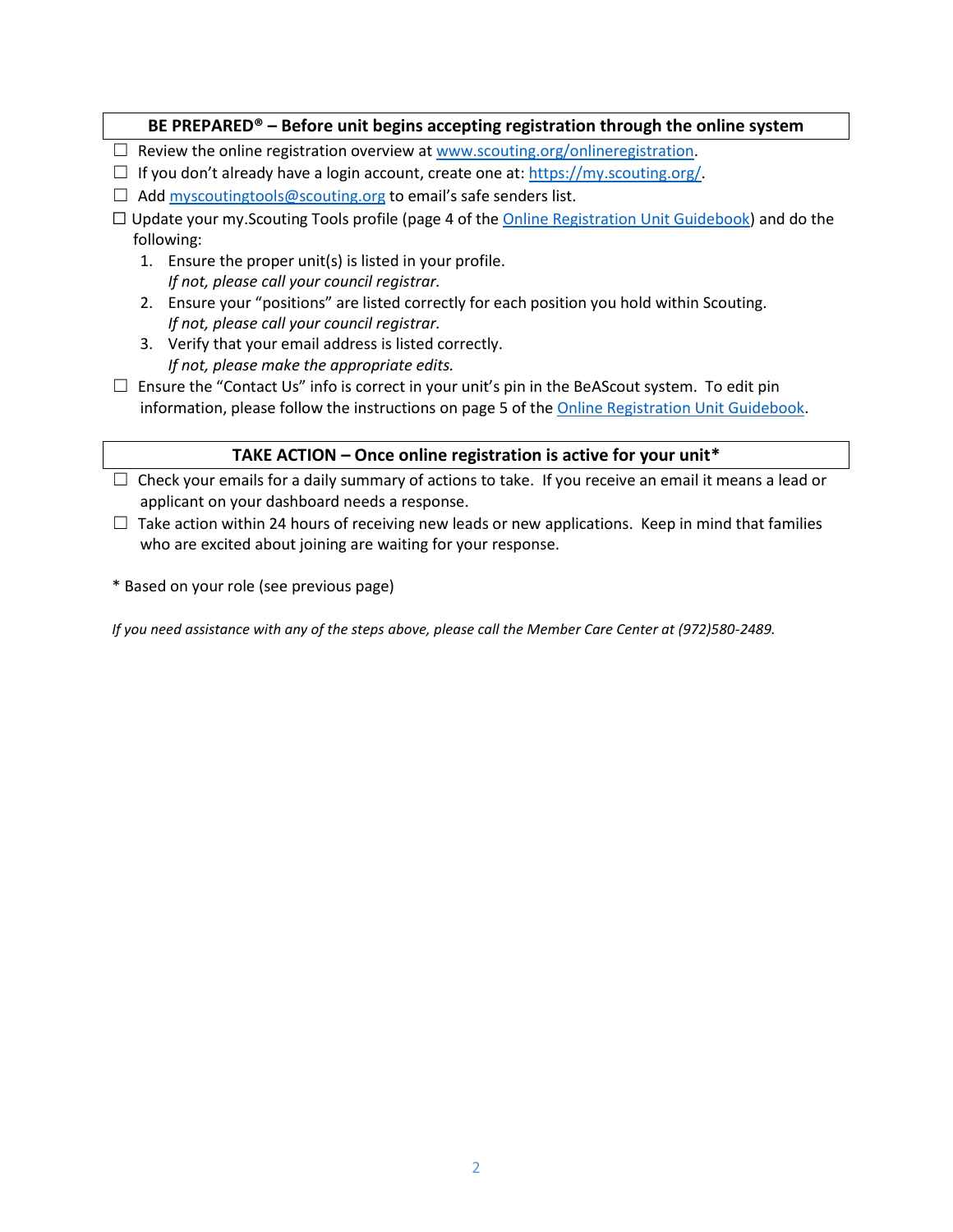## BE PREPARED® – Before unit begins accepting registration through the online system

- ☐ Review the online registration overview at [www.scouting.org/onlineregistration](http://www.scouting.org/onlineregistration).
- ☐ If you don't already have a login account, create one at: [https://my.scouting.org/](https://my.scouting.org/).
- ☐ Add [myscoutingtools@scouting.org](mailto:myscoutingtools@scouting.org) to email's safe senders list.
- ☐ Update your my.Scouting Tools profile (page 4 of the Online Registration Unit Guidebook) and do the following:
  1. Ensure the proper unit(s) is listed in your profile.
     *If not, please call your council registrar.*
  2. Ensure your "positions" are listed correctly for each position you hold within Scouting.
     *If not, please call your council registrar.*
  3. Verify that your email address is listed correctly.
     *If not, please make the appropriate edits.*
- ☐ Ensure the "Contact Us" info is correct in your unit's pin in the BeAScout system. To edit pin information, please follow the instructions on page 5 of the Online Registration Unit Guidebook.

## TAKE ACTION – Once online registration is active for your unit*

- ☐ Check your emails for a daily summary of actions to take. If you receive an email it means a lead or applicant on your dashboard needs a response.
- ☐ Take action within 24 hours of receiving new leads or new applications. Keep in mind that families who are excited about joining are waiting for your response.

\* Based on your role (see previous page)

*If you need assistance with any of the steps above, please call the Member Care Center at (972)580-2489.*